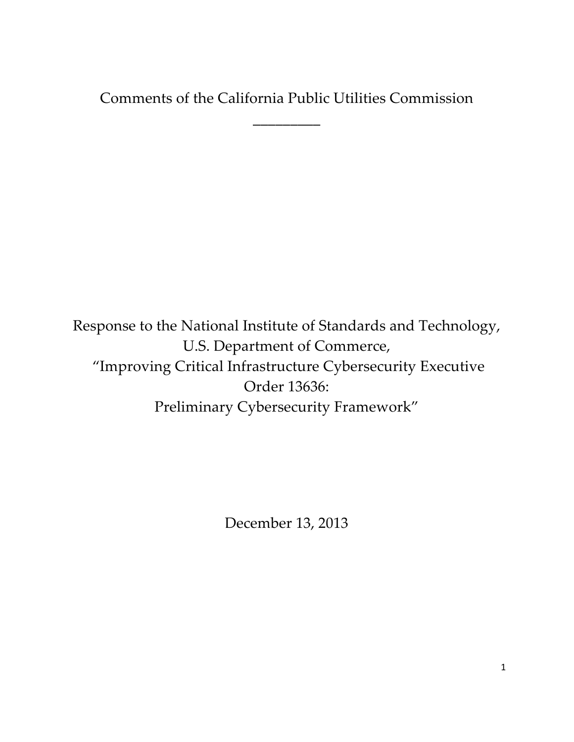# Comments of the California Public Utilities Commission

_________

Response to the National Institute of Standards and Technology,
U.S. Department of Commerce,
"Improving Critical Infrastructure Cybersecurity Executive Order 13636:
Preliminary Cybersecurity Framework"

December 13, 2013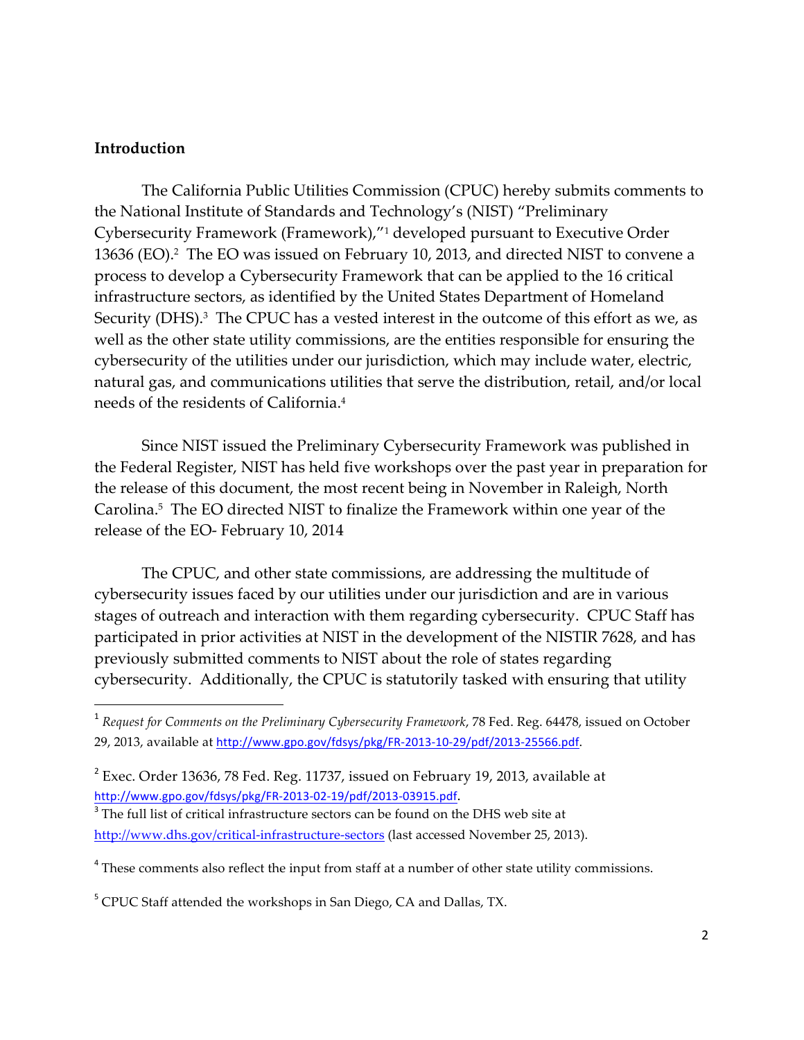**Introduction**

The California Public Utilities Commission (CPUC) hereby submits comments to the National Institute of Standards and Technology's (NIST) "Preliminary Cybersecurity Framework (Framework),"[1] developed pursuant to Executive Order 13636 (EO).[2] The EO was issued on February 10, 2013, and directed NIST to convene a process to develop a Cybersecurity Framework that can be applied to the 16 critical infrastructure sectors, as identified by the United States Department of Homeland Security (DHS).[3] The CPUC has a vested interest in the outcome of this effort as we, as well as the other state utility commissions, are the entities responsible for ensuring the cybersecurity of the utilities under our jurisdiction, which may include water, electric, natural gas, and communications utilities that serve the distribution, retail, and/or local needs of the residents of California.[4]

Since NIST issued the Preliminary Cybersecurity Framework was published in the Federal Register, NIST has held five workshops over the past year in preparation for the release of this document, the most recent being in November in Raleigh, North Carolina.[5] The EO directed NIST to finalize the Framework within one year of the release of the EO- February 10, 2014

The CPUC, and other state commissions, are addressing the multitude of cybersecurity issues faced by our utilities under our jurisdiction and are in various stages of outreach and interaction with them regarding cybersecurity. CPUC Staff has participated in prior activities at NIST in the development of the NISTIR 7628, and has previously submitted comments to NIST about the role of states regarding cybersecurity. Additionally, the CPUC is statutorily tasked with ensuring that utility

---

[1] *Request for Comments on the Preliminary Cybersecurity Framework*, 78 Fed. Reg. 64478, issued on October 29, 2013, available at http://www.gpo.gov/fdsys/pkg/FR-2013-10-29/pdf/2013-25566.pdf.

[2] Exec. Order 13636, 78 Fed. Reg. 11737, issued on February 19, 2013, available at http://www.gpo.gov/fdsys/pkg/FR-2013-02-19/pdf/2013-03915.pdf.

[3] The full list of critical infrastructure sectors can be found on the DHS web site at http://www.dhs.gov/critical-infrastructure-sectors (last accessed November 25, 2013).

[4] These comments also reflect the input from staff at a number of other state utility commissions.

[5] CPUC Staff attended the workshops in San Diego, CA and Dallas, TX.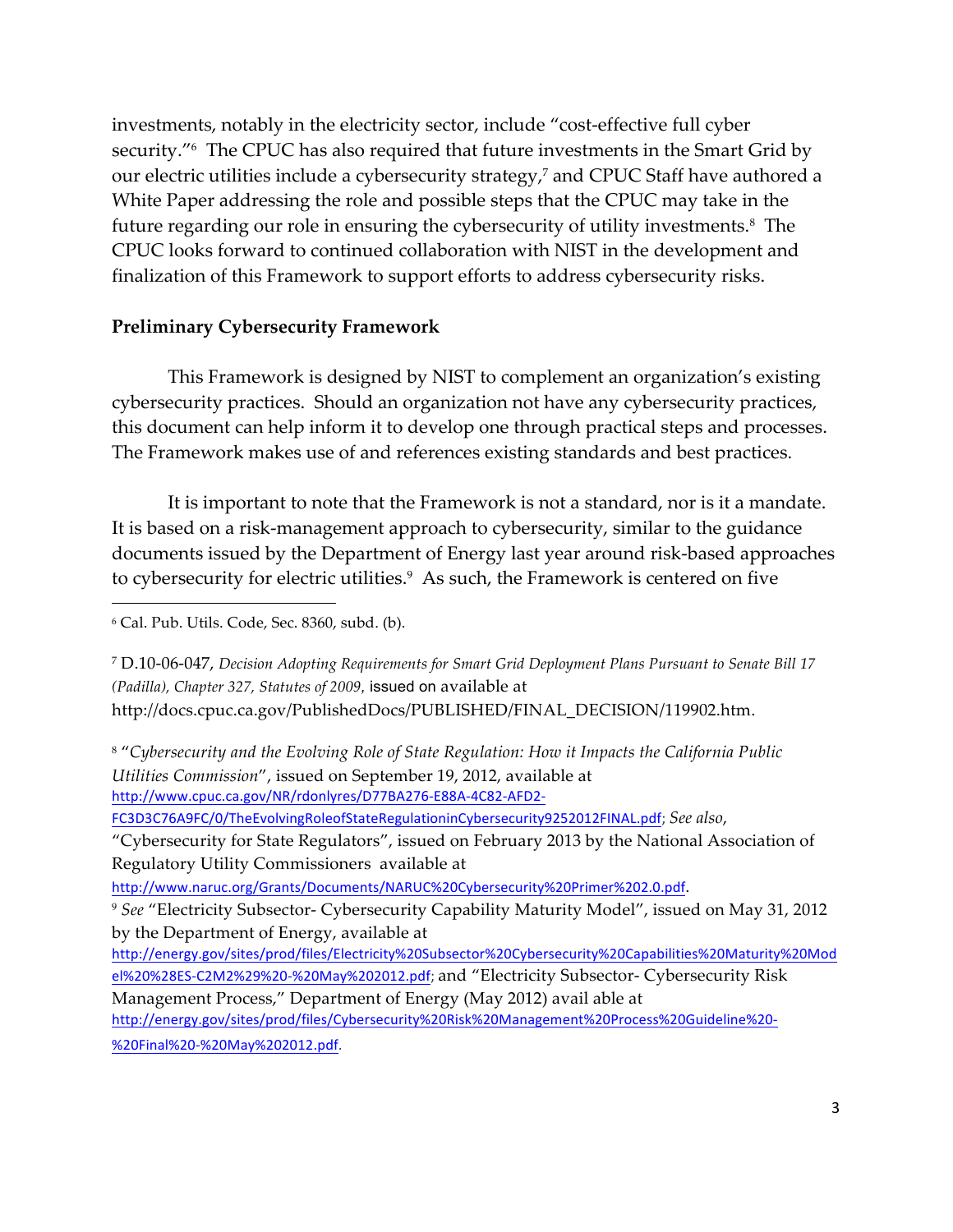investments, notably in the electricity sector, include "cost-effective full cyber security."[6] The CPUC has also required that future investments in the Smart Grid by our electric utilities include a cybersecurity strategy,[7] and CPUC Staff have authored a White Paper addressing the role and possible steps that the CPUC may take in the future regarding our role in ensuring the cybersecurity of utility investments.[8] The CPUC looks forward to continued collaboration with NIST in the development and finalization of this Framework to support efforts to address cybersecurity risks.

**Preliminary Cybersecurity Framework**

This Framework is designed by NIST to complement an organization's existing cybersecurity practices. Should an organization not have any cybersecurity practices, this document can help inform it to develop one through practical steps and processes. The Framework makes use of and references existing standards and best practices.

It is important to note that the Framework is not a standard, nor is it a mandate. It is based on a risk-management approach to cybersecurity, similar to the guidance documents issued by the Department of Energy last year around risk-based approaches to cybersecurity for electric utilities.[9] As such, the Framework is centered on five

---

[6] Cal. Pub. Utils. Code, Sec. 8360, subd. (b).

[7] D.10-06-047, *Decision Adopting Requirements for Smart Grid Deployment Plans Pursuant to Senate Bill 17 (Padilla), Chapter 327, Statutes of 2009*, issued on available at http://docs.cpuc.ca.gov/PublishedDocs/PUBLISHED/FINAL_DECISION/119902.htm.

[8] "*Cybersecurity and the Evolving Role of State Regulation: How it Impacts the California Public Utilities Commission*", issued on September 19, 2012, available at http://www.cpuc.ca.gov/NR/rdonlyres/D77BA276-E88A-4C82-AFD2-FC3D3C76A9FC/0/TheEvolvingRoleofStateRegulationinCybersecurity9252012FINAL.pdf; *See also*, "Cybersecurity for State Regulators", issued on February 2013 by the National Association of Regulatory Utility Commissioners available at http://www.naruc.org/Grants/Documents/NARUC%20Cybersecurity%20Primer%202.0.pdf.

[9] *See* "Electricity Subsector- Cybersecurity Capability Maturity Model", issued on May 31, 2012 by the Department of Energy, available at http://energy.gov/sites/prod/files/Electricity%20Subsector%20Cybersecurity%20Capabilities%20Maturity%20Model%20%28ES-C2M2%29%20-%20May%202012.pdf; and "Electricity Subsector- Cybersecurity Risk Management Process," Department of Energy (May 2012) avail able at http://energy.gov/sites/prod/files/Cybersecurity%20Risk%20Management%20Process%20Guideline%20-%20Final%20-%20May%202012.pdf.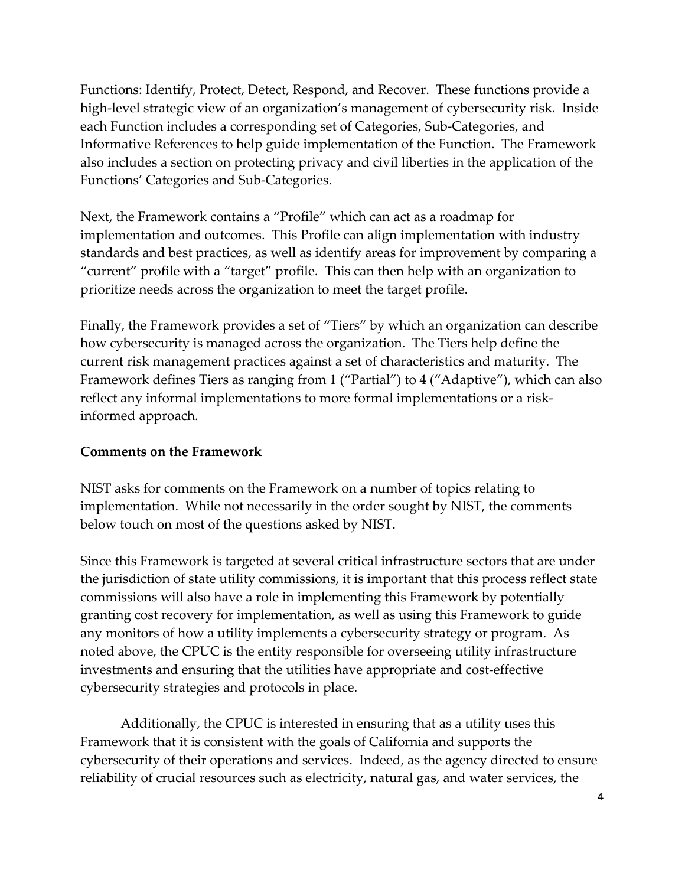Functions: Identify, Protect, Detect, Respond, and Recover. These functions provide a high-level strategic view of an organization's management of cybersecurity risk. Inside each Function includes a corresponding set of Categories, Sub-Categories, and Informative References to help guide implementation of the Function. The Framework also includes a section on protecting privacy and civil liberties in the application of the Functions' Categories and Sub-Categories.

Next, the Framework contains a "Profile" which can act as a roadmap for implementation and outcomes. This Profile can align implementation with industry standards and best practices, as well as identify areas for improvement by comparing a "current" profile with a "target" profile. This can then help with an organization to prioritize needs across the organization to meet the target profile.

Finally, the Framework provides a set of "Tiers" by which an organization can describe how cybersecurity is managed across the organization. The Tiers help define the current risk management practices against a set of characteristics and maturity. The Framework defines Tiers as ranging from 1 ("Partial") to 4 ("Adaptive"), which can also reflect any informal implementations to more formal implementations or a risk-informed approach.

**Comments on the Framework**

NIST asks for comments on the Framework on a number of topics relating to implementation. While not necessarily in the order sought by NIST, the comments below touch on most of the questions asked by NIST.

Since this Framework is targeted at several critical infrastructure sectors that are under the jurisdiction of state utility commissions, it is important that this process reflect state commissions will also have a role in implementing this Framework by potentially granting cost recovery for implementation, as well as using this Framework to guide any monitors of how a utility implements a cybersecurity strategy or program. As noted above, the CPUC is the entity responsible for overseeing utility infrastructure investments and ensuring that the utilities have appropriate and cost-effective cybersecurity strategies and protocols in place.

Additionally, the CPUC is interested in ensuring that as a utility uses this Framework that it is consistent with the goals of California and supports the cybersecurity of their operations and services. Indeed, as the agency directed to ensure reliability of crucial resources such as electricity, natural gas, and water services, the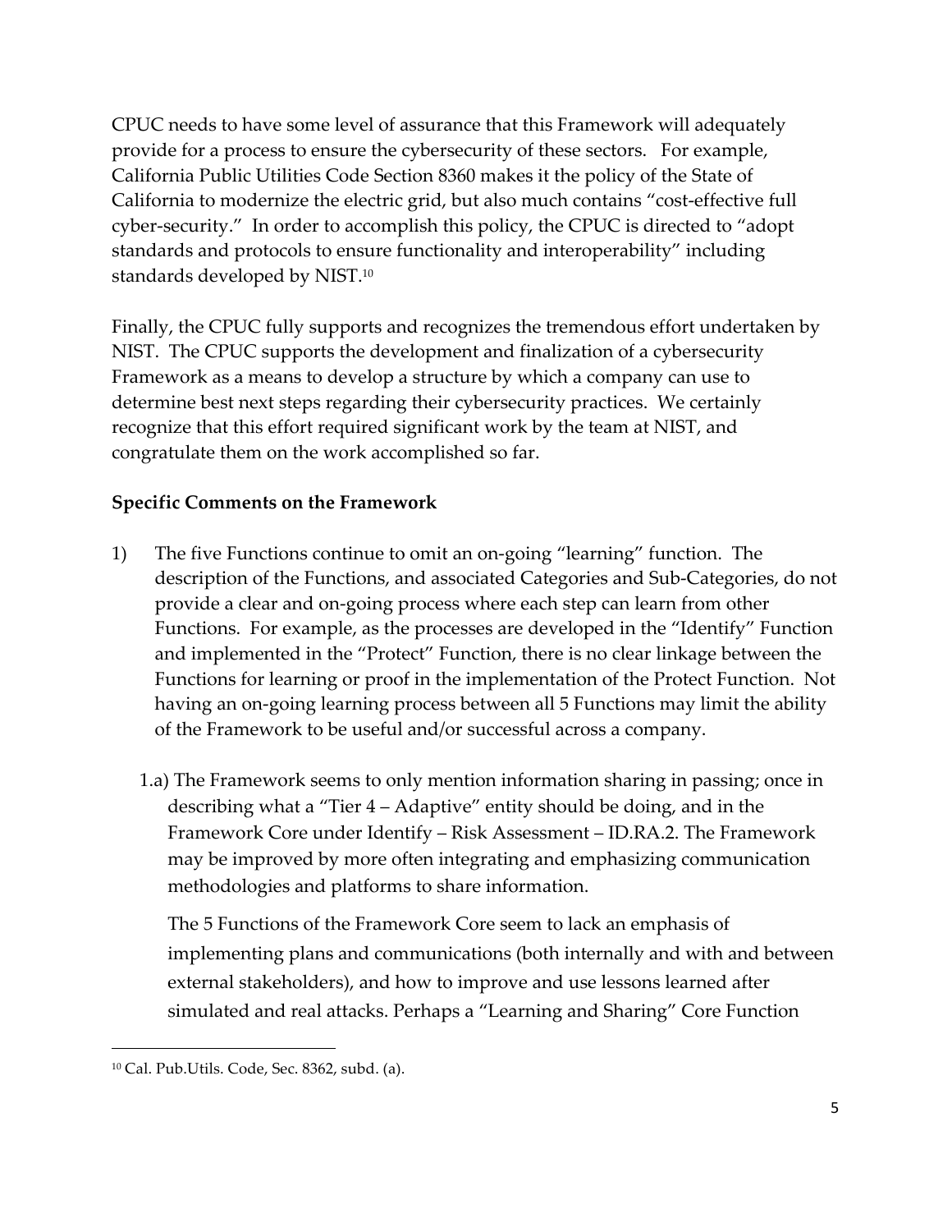CPUC needs to have some level of assurance that this Framework will adequately provide for a process to ensure the cybersecurity of these sectors. For example, California Public Utilities Code Section 8360 makes it the policy of the State of California to modernize the electric grid, but also much contains "cost-effective full cyber-security." In order to accomplish this policy, the CPUC is directed to "adopt standards and protocols to ensure functionality and interoperability" including standards developed by NIST.[10]

Finally, the CPUC fully supports and recognizes the tremendous effort undertaken by NIST. The CPUC supports the development and finalization of a cybersecurity Framework as a means to develop a structure by which a company can use to determine best next steps regarding their cybersecurity practices. We certainly recognize that this effort required significant work by the team at NIST, and congratulate them on the work accomplished so far.

**Specific Comments on the Framework**

1) The five Functions continue to omit an on-going "learning" function. The description of the Functions, and associated Categories and Sub-Categories, do not provide a clear and on-going process where each step can learn from other Functions. For example, as the processes are developed in the "Identify" Function and implemented in the "Protect" Function, there is no clear linkage between the Functions for learning or proof in the implementation of the Protect Function. Not having an on-going learning process between all 5 Functions may limit the ability of the Framework to be useful and/or successful across a company.

   1.a) The Framework seems to only mention information sharing in passing; once in describing what a "Tier 4 – Adaptive" entity should be doing, and in the Framework Core under Identify – Risk Assessment – ID.RA.2. The Framework may be improved by more often integrating and emphasizing communication methodologies and platforms to share information.

   The 5 Functions of the Framework Core seem to lack an emphasis of implementing plans and communications (both internally and with and between external stakeholders), and how to improve and use lessons learned after simulated and real attacks. Perhaps a "Learning and Sharing" Core Function

---

[10] Cal. Pub.Utils. Code, Sec. 8362, subd. (a).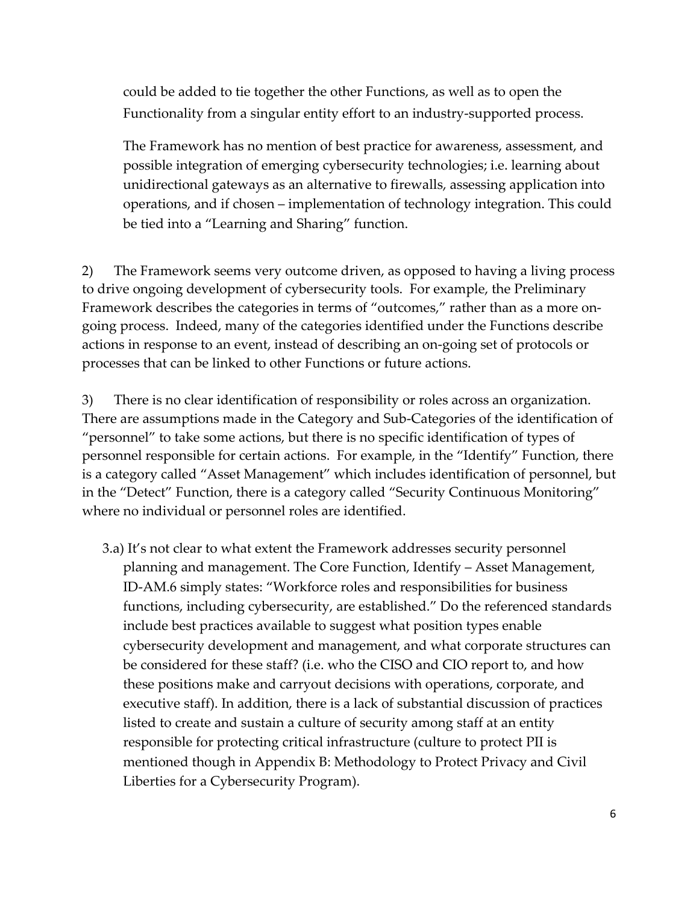could be added to tie together the other Functions, as well as to open the Functionality from a singular entity effort to an industry-supported process.

The Framework has no mention of best practice for awareness, assessment, and possible integration of emerging cybersecurity technologies; i.e. learning about unidirectional gateways as an alternative to firewalls, assessing application into operations, and if chosen – implementation of technology integration. This could be tied into a "Learning and Sharing" function.

2) The Framework seems very outcome driven, as opposed to having a living process to drive ongoing development of cybersecurity tools. For example, the Preliminary Framework describes the categories in terms of "outcomes," rather than as a more on-going process. Indeed, many of the categories identified under the Functions describe actions in response to an event, instead of describing an on-going set of protocols or processes that can be linked to other Functions or future actions.

3) There is no clear identification of responsibility or roles across an organization. There are assumptions made in the Category and Sub-Categories of the identification of "personnel" to take some actions, but there is no specific identification of types of personnel responsible for certain actions. For example, in the "Identify" Function, there is a category called "Asset Management" which includes identification of personnel, but in the "Detect" Function, there is a category called "Security Continuous Monitoring" where no individual or personnel roles are identified.

3.a) It's not clear to what extent the Framework addresses security personnel planning and management. The Core Function, Identify – Asset Management, ID-AM.6 simply states: "Workforce roles and responsibilities for business functions, including cybersecurity, are established." Do the referenced standards include best practices available to suggest what position types enable cybersecurity development and management, and what corporate structures can be considered for these staff? (i.e. who the CISO and CIO report to, and how these positions make and carryout decisions with operations, corporate, and executive staff). In addition, there is a lack of substantial discussion of practices listed to create and sustain a culture of security among staff at an entity responsible for protecting critical infrastructure (culture to protect PII is mentioned though in Appendix B: Methodology to Protect Privacy and Civil Liberties for a Cybersecurity Program).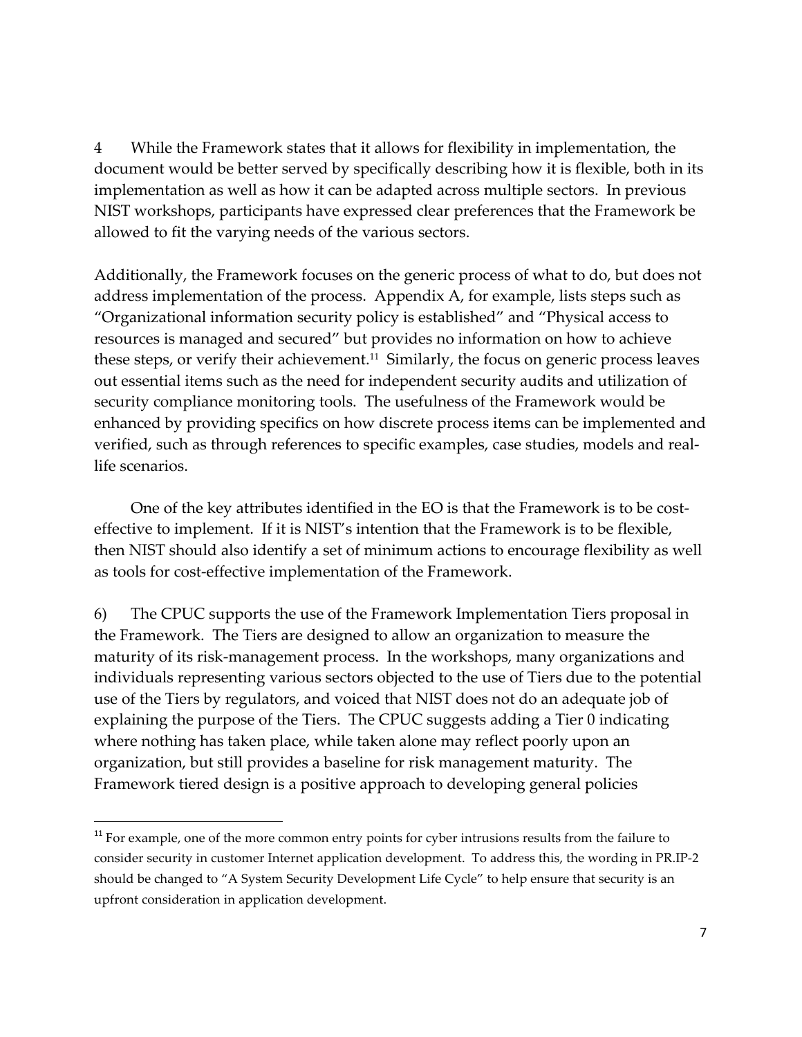4 While the Framework states that it allows for flexibility in implementation, the document would be better served by specifically describing how it is flexible, both in its implementation as well as how it can be adapted across multiple sectors. In previous NIST workshops, participants have expressed clear preferences that the Framework be allowed to fit the varying needs of the various sectors.

Additionally, the Framework focuses on the generic process of what to do, but does not address implementation of the process. Appendix A, for example, lists steps such as "Organizational information security policy is established" and "Physical access to resources is managed and secured" but provides no information on how to achieve these steps, or verify their achievement.[11] Similarly, the focus on generic process leaves out essential items such as the need for independent security audits and utilization of security compliance monitoring tools. The usefulness of the Framework would be enhanced by providing specifics on how discrete process items can be implemented and verified, such as through references to specific examples, case studies, models and real-life scenarios.

One of the key attributes identified in the EO is that the Framework is to be cost-effective to implement. If it is NIST's intention that the Framework is to be flexible, then NIST should also identify a set of minimum actions to encourage flexibility as well as tools for cost-effective implementation of the Framework.

6) The CPUC supports the use of the Framework Implementation Tiers proposal in the Framework. The Tiers are designed to allow an organization to measure the maturity of its risk-management process. In the workshops, many organizations and individuals representing various sectors objected to the use of Tiers due to the potential use of the Tiers by regulators, and voiced that NIST does not do an adequate job of explaining the purpose of the Tiers. The CPUC suggests adding a Tier 0 indicating where nothing has taken place, while taken alone may reflect poorly upon an organization, but still provides a baseline for risk management maturity. The Framework tiered design is a positive approach to developing general policies

[11] For example, one of the more common entry points for cyber intrusions results from the failure to consider security in customer Internet application development. To address this, the wording in PR.IP-2 should be changed to "A System Security Development Life Cycle" to help ensure that security is an upfront consideration in application development.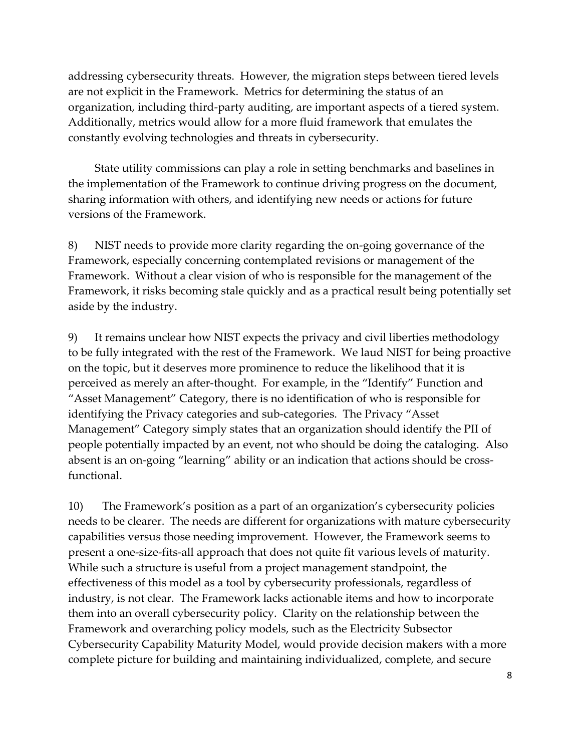addressing cybersecurity threats. However, the migration steps between tiered levels are not explicit in the Framework. Metrics for determining the status of an organization, including third-party auditing, are important aspects of a tiered system. Additionally, metrics would allow for a more fluid framework that emulates the constantly evolving technologies and threats in cybersecurity.

State utility commissions can play a role in setting benchmarks and baselines in the implementation of the Framework to continue driving progress on the document, sharing information with others, and identifying new needs or actions for future versions of the Framework.

8) NIST needs to provide more clarity regarding the on-going governance of the Framework, especially concerning contemplated revisions or management of the Framework. Without a clear vision of who is responsible for the management of the Framework, it risks becoming stale quickly and as a practical result being potentially set aside by the industry.

9) It remains unclear how NIST expects the privacy and civil liberties methodology to be fully integrated with the rest of the Framework. We laud NIST for being proactive on the topic, but it deserves more prominence to reduce the likelihood that it is perceived as merely an after-thought. For example, in the "Identify" Function and "Asset Management" Category, there is no identification of who is responsible for identifying the Privacy categories and sub-categories. The Privacy "Asset Management" Category simply states that an organization should identify the PII of people potentially impacted by an event, not who should be doing the cataloging. Also absent is an on-going "learning" ability or an indication that actions should be cross-functional.

10) The Framework's position as a part of an organization's cybersecurity policies needs to be clearer. The needs are different for organizations with mature cybersecurity capabilities versus those needing improvement. However, the Framework seems to present a one-size-fits-all approach that does not quite fit various levels of maturity. While such a structure is useful from a project management standpoint, the effectiveness of this model as a tool by cybersecurity professionals, regardless of industry, is not clear. The Framework lacks actionable items and how to incorporate them into an overall cybersecurity policy. Clarity on the relationship between the Framework and overarching policy models, such as the Electricity Subsector Cybersecurity Capability Maturity Model, would provide decision makers with a more complete picture for building and maintaining individualized, complete, and secure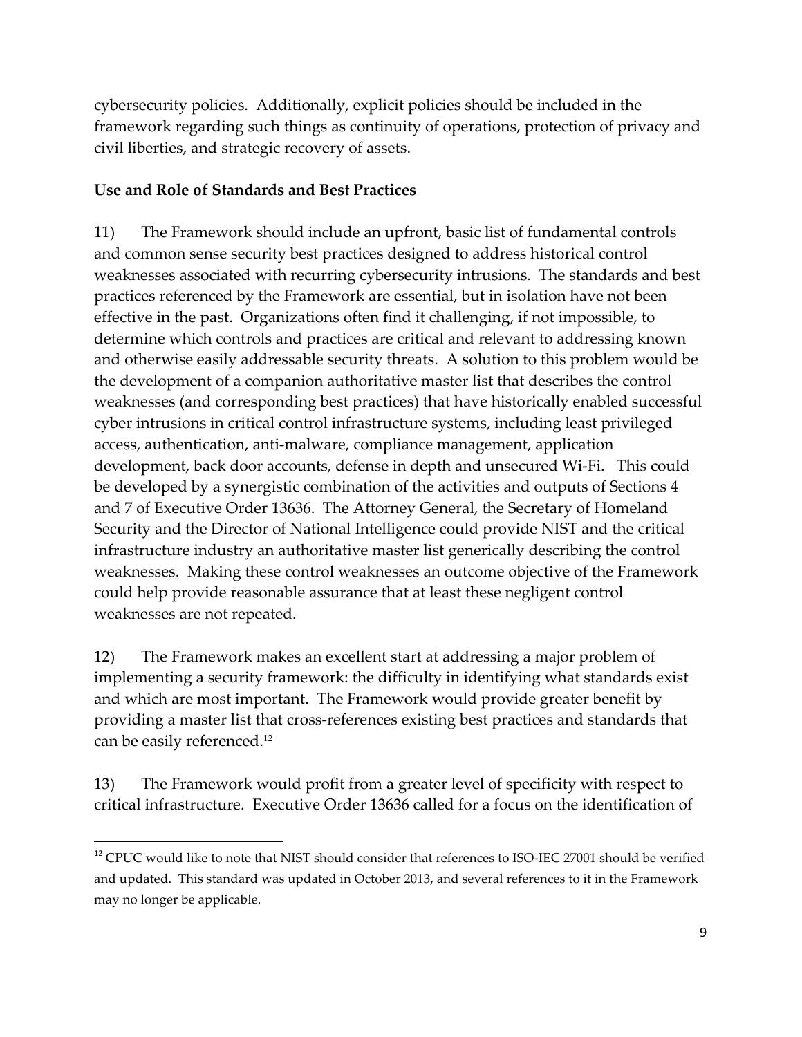cybersecurity policies. Additionally, explicit policies should be included in the framework regarding such things as continuity of operations, protection of privacy and civil liberties, and strategic recovery of assets.

**Use and Role of Standards and Best Practices**

11) The Framework should include an upfront, basic list of fundamental controls and common sense security best practices designed to address historical control weaknesses associated with recurring cybersecurity intrusions. The standards and best practices referenced by the Framework are essential, but in isolation have not been effective in the past. Organizations often find it challenging, if not impossible, to determine which controls and practices are critical and relevant to addressing known and otherwise easily addressable security threats. A solution to this problem would be the development of a companion authoritative master list that describes the control weaknesses (and corresponding best practices) that have historically enabled successful cyber intrusions in critical control infrastructure systems, including least privileged access, authentication, anti-malware, compliance management, application development, back door accounts, defense in depth and unsecured Wi-Fi. This could be developed by a synergistic combination of the activities and outputs of Sections 4 and 7 of Executive Order 13636. The Attorney General, the Secretary of Homeland Security and the Director of National Intelligence could provide NIST and the critical infrastructure industry an authoritative master list generically describing the control weaknesses. Making these control weaknesses an outcome objective of the Framework could help provide reasonable assurance that at least these negligent control weaknesses are not repeated.

12) The Framework makes an excellent start at addressing a major problem of implementing a security framework: the difficulty in identifying what standards exist and which are most important. The Framework would provide greater benefit by providing a master list that cross-references existing best practices and standards that can be easily referenced.[12]

13) The Framework would profit from a greater level of specificity with respect to critical infrastructure. Executive Order 13636 called for a focus on the identification of

---

[12] CPUC would like to note that NIST should consider that references to ISO-IEC 27001 should be verified and updated. This standard was updated in October 2013, and several references to it in the Framework may no longer be applicable.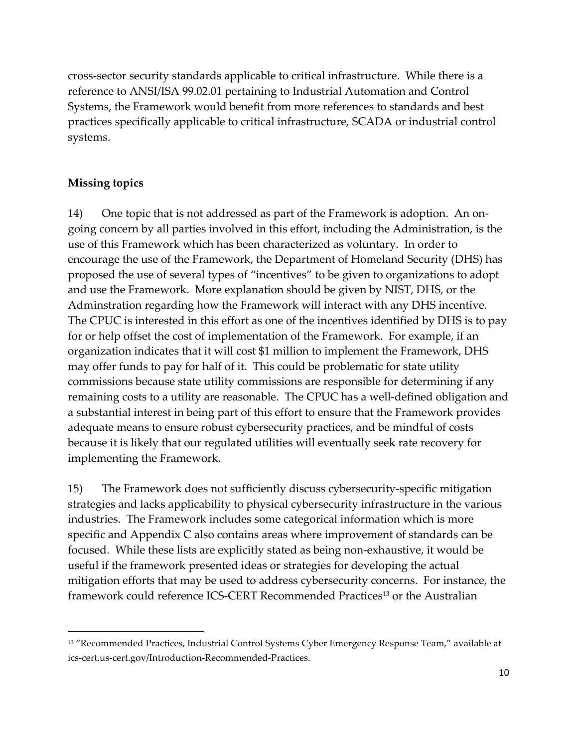cross-sector security standards applicable to critical infrastructure. While there is a reference to ANSI/ISA 99.02.01 pertaining to Industrial Automation and Control Systems, the Framework would benefit from more references to standards and best practices specifically applicable to critical infrastructure, SCADA or industrial control systems.

**Missing topics**

14) One topic that is not addressed as part of the Framework is adoption. An on-going concern by all parties involved in this effort, including the Administration, is the use of this Framework which has been characterized as voluntary. In order to encourage the use of the Framework, the Department of Homeland Security (DHS) has proposed the use of several types of "incentives" to be given to organizations to adopt and use the Framework. More explanation should be given by NIST, DHS, or the Adminstration regarding how the Framework will interact with any DHS incentive. The CPUC is interested in this effort as one of the incentives identified by DHS is to pay for or help offset the cost of implementation of the Framework. For example, if an organization indicates that it will cost $1 million to implement the Framework, DHS may offer funds to pay for half of it. This could be problematic for state utility commissions because state utility commissions are responsible for determining if any remaining costs to a utility are reasonable. The CPUC has a well-defined obligation and a substantial interest in being part of this effort to ensure that the Framework provides adequate means to ensure robust cybersecurity practices, and be mindful of costs because it is likely that our regulated utilities will eventually seek rate recovery for implementing the Framework.

15) The Framework does not sufficiently discuss cybersecurity-specific mitigation strategies and lacks applicability to physical cybersecurity infrastructure in the various industries. The Framework includes some categorical information which is more specific and Appendix C also contains areas where improvement of standards can be focused. While these lists are explicitly stated as being non-exhaustive, it would be useful if the framework presented ideas or strategies for developing the actual mitigation efforts that may be used to address cybersecurity concerns. For instance, the framework could reference ICS-CERT Recommended Practices[13] or the Australian

[13] "Recommended Practices, Industrial Control Systems Cyber Emergency Response Team," available at ics-cert.us-cert.gov/Introduction-Recommended-Practices.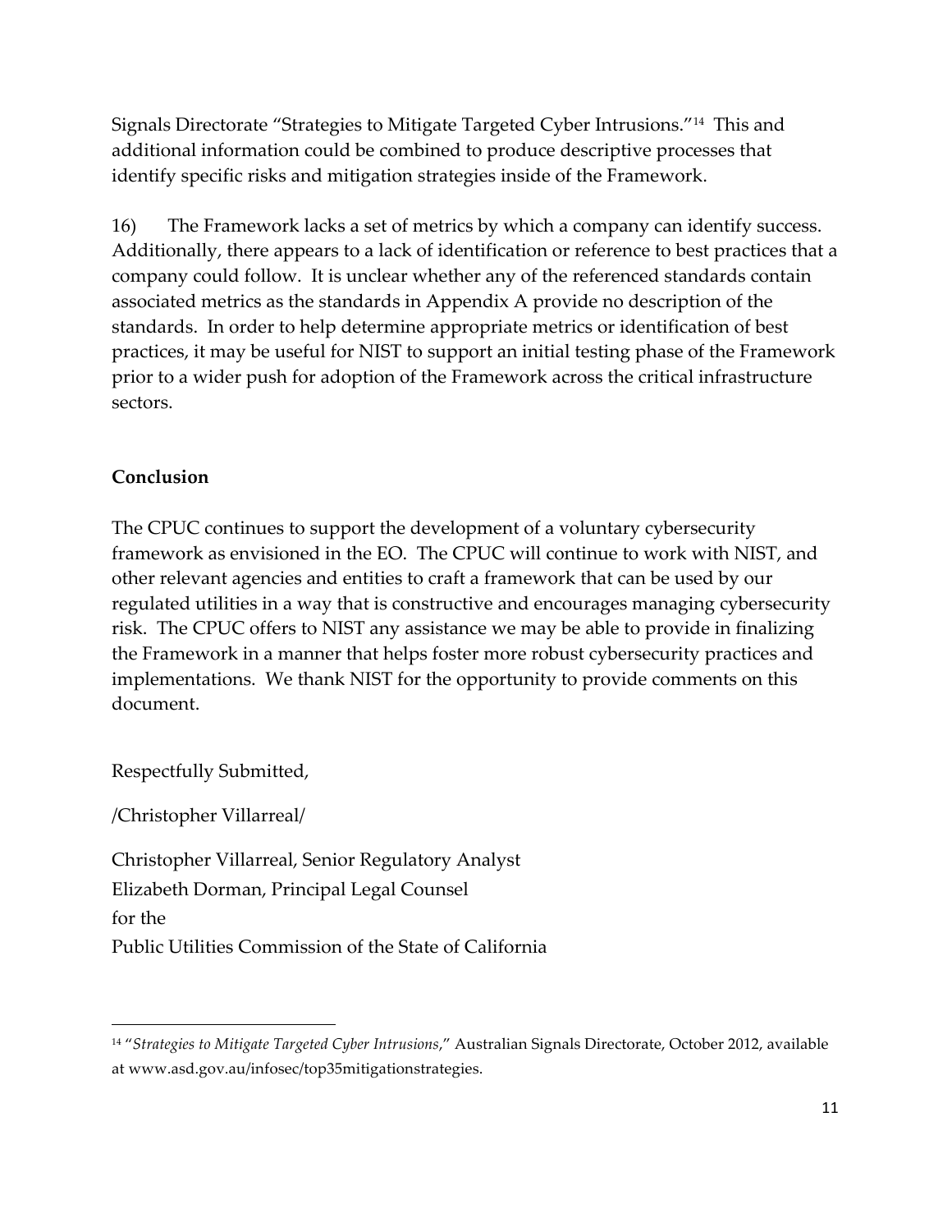Signals Directorate "Strategies to Mitigate Targeted Cyber Intrusions."[14] This and additional information could be combined to produce descriptive processes that identify specific risks and mitigation strategies inside of the Framework.

16) The Framework lacks a set of metrics by which a company can identify success. Additionally, there appears to a lack of identification or reference to best practices that a company could follow. It is unclear whether any of the referenced standards contain associated metrics as the standards in Appendix A provide no description of the standards. In order to help determine appropriate metrics or identification of best practices, it may be useful for NIST to support an initial testing phase of the Framework prior to a wider push for adoption of the Framework across the critical infrastructure sectors.

**Conclusion**

The CPUC continues to support the development of a voluntary cybersecurity framework as envisioned in the EO. The CPUC will continue to work with NIST, and other relevant agencies and entities to craft a framework that can be used by our regulated utilities in a way that is constructive and encourages managing cybersecurity risk. The CPUC offers to NIST any assistance we may be able to provide in finalizing the Framework in a manner that helps foster more robust cybersecurity practices and implementations. We thank NIST for the opportunity to provide comments on this document.

Respectfully Submitted,

/Christopher Villarreal/

Christopher Villarreal, Senior Regulatory Analyst
Elizabeth Dorman, Principal Legal Counsel
for the
Public Utilities Commission of the State of California

---

[14] "*Strategies to Mitigate Targeted Cyber Intrusions*," Australian Signals Directorate, October 2012, available at www.asd.gov.au/infosec/top35mitigationstrategies.